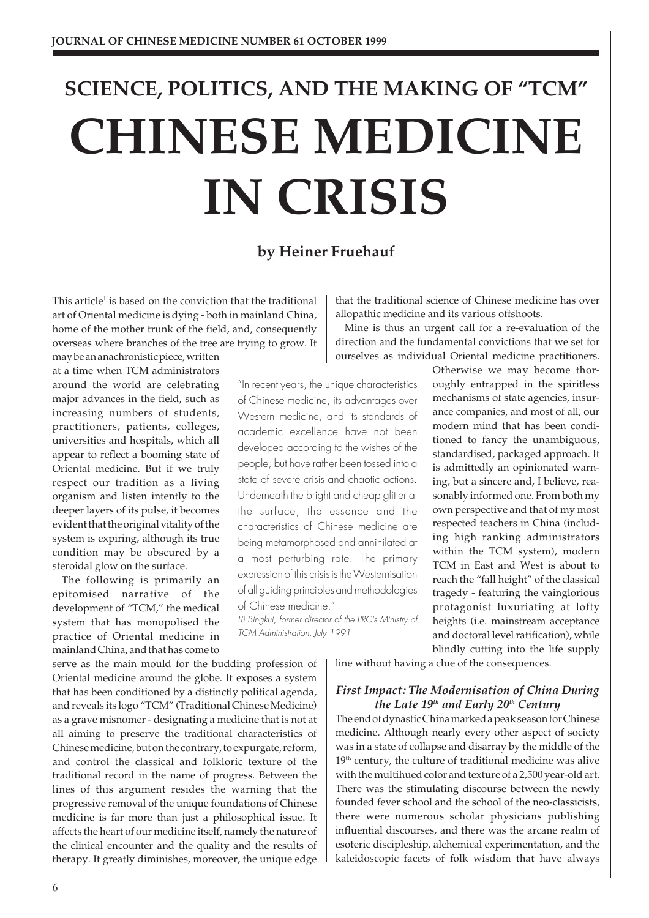# SCIENCE, POLITICS, AND THE MAKING OF "TCM"

# CHINESE MEDICINE IN CRISIS

**by Heiner Fruehauf**

This article[1] is based on the conviction that the traditional art of Oriental medicine is dying - both in mainland China, home of the mother trunk of the field, and, consequently overseas where branches of the tree are trying to grow. It may be an anachronistic piece, written at a time when TCM administrators around the world are celebrating major advances in the field, such as increasing numbers of students, practitioners, patients, colleges, universities and hospitals, which all appear to reflect a booming state of Oriental medicine. But if we truly respect our tradition as a living organism and listen intently to the deeper layers of its pulse, it becomes evident that the original vitality of the system is expiring, although its true condition may be obscured by a steroidal glow on the surface.

The following is primarily an epitomised narrative of the development of "TCM," the medical system that has monopolised the practice of Oriental medicine in mainland China, and that has come to serve as the main mould for the budding profession of Oriental medicine around the globe. It exposes a system that has been conditioned by a distinctly political agenda, and reveals its logo "TCM" (Traditional Chinese Medicine) as a grave misnomer - designating a medicine that is not at all aiming to preserve the traditional characteristics of Chinese medicine, but on the contrary, to expurgate, reform, and control the classical and folkloric texture of the traditional record in the name of progress. Between the lines of this argument resides the warning that the progressive removal of the unique foundations of Chinese medicine is far more than just a philosophical issue. It affects the heart of our medicine itself, namely the nature of the clinical encounter and the quality and the results of therapy. It greatly diminishes, moreover, the unique edge that the traditional science of Chinese medicine has over allopathic medicine and its various offshoots.

Mine is thus an urgent call for a re-evaluation of the direction and the fundamental convictions that we set for ourselves as individual Oriental medicine practitioners. Otherwise we may become thoroughly entrapped in the spiritless mechanisms of state agencies, insurance companies, and most of all, our modern mind that has been conditioned to fancy the unambiguous, standardised, packaged approach. It is admittedly an opinionated warning, but a sincere and, I believe, reasonably informed one. From both my own perspective and that of my most respected teachers in China (including high ranking administrators within the TCM system), modern TCM in East and West is about to reach the "fall height" of the classical tragedy - featuring the vainglorious protagonist luxuriating at lofty heights (i.e. mainstream acceptance and doctoral level ratification), while blindly cutting into the life supply line without having a clue of the consequences.

> "In recent years, the unique characteristics of Chinese medicine, its advantages over Western medicine, and its standards of academic excellence have not been developed according to the wishes of the people, but have rather been tossed into a state of severe crisis and chaotic actions. Underneath the bright and cheap glitter at the surface, the essence and the characteristics of Chinese medicine are being metamorphosed and annihilated at a most perturbing rate. The primary expression of this crisis is the Westernisation of all guiding principles and methodologies of Chinese medicine."
>
> *Lü Bingkui, former director of the PRC's Ministry of TCM Administration, July 1991*

### *First Impact: The Modernisation of China During the Late 19th and Early 20th Century*

The end of dynastic China marked a peak season for Chinese medicine. Although nearly every other aspect of society was in a state of collapse and disarray by the middle of the 19th century, the culture of traditional medicine was alive with the multihued color and texture of a 2,500 year-old art. There was the stimulating discourse between the newly founded fever school and the school of the neo-classicists, there were numerous scholar physicians publishing influential discourses, and there was the arcane realm of esoteric discipleship, alchemical experimentation, and the kaleidoscopic facets of folk wisdom that have always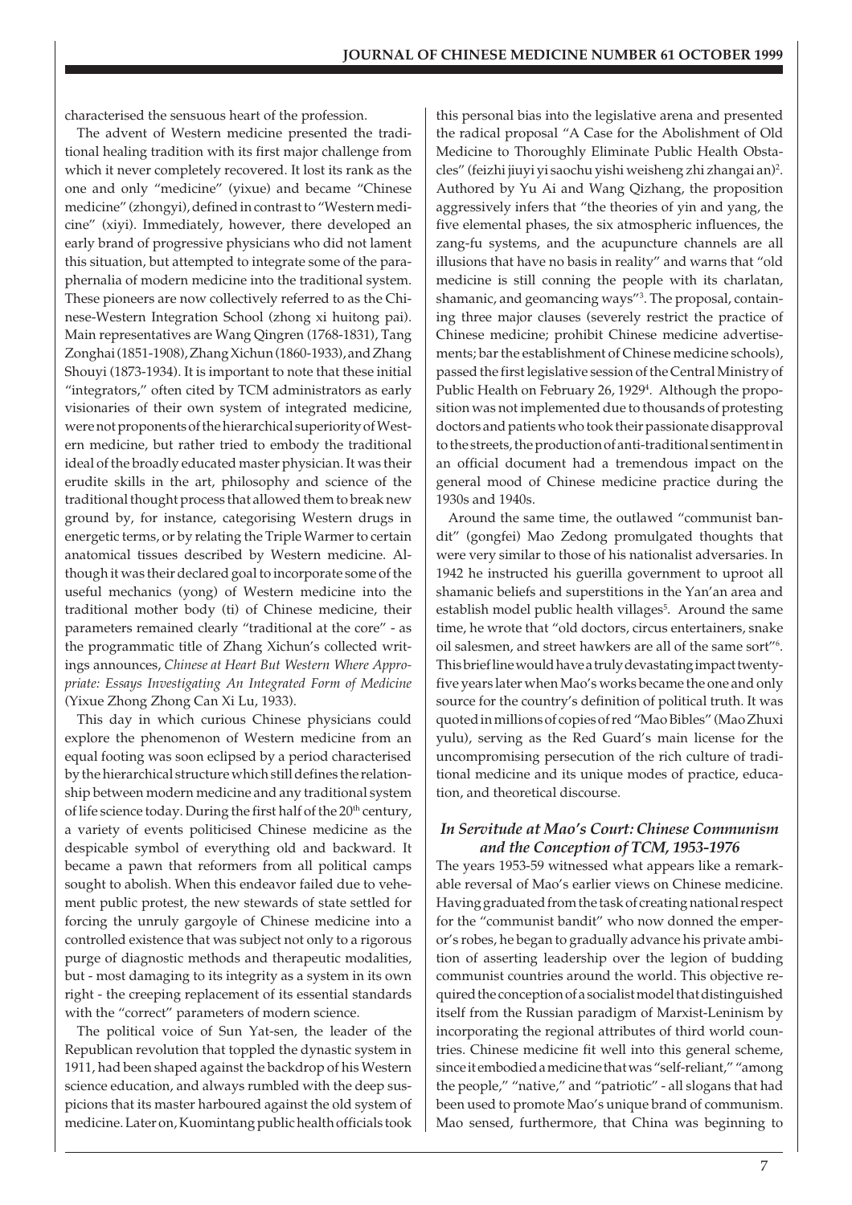characterised the sensuous heart of the profession.

The advent of Western medicine presented the traditional healing tradition with its first major challenge from which it never completely recovered. It lost its rank as the one and only "medicine" (yixue) and became "Chinese medicine" (zhongyi), defined in contrast to "Western medicine" (xiyi). Immediately, however, there developed an early brand of progressive physicians who did not lament this situation, but attempted to integrate some of the paraphernalia of modern medicine into the traditional system. These pioneers are now collectively referred to as the Chinese-Western Integration School (zhong xi huitong pai). Main representatives are Wang Qingren (1768-1831), Tang Zonghai (1851-1908), Zhang Xichun (1860-1933), and Zhang Shouyi (1873-1934). It is important to note that these initial "integrators," often cited by TCM administrators as early visionaries of their own system of integrated medicine, were not proponents of the hierarchical superiority of Western medicine, but rather tried to embody the traditional ideal of the broadly educated master physician. It was their erudite skills in the art, philosophy and science of the traditional thought process that allowed them to break new ground by, for instance, categorising Western drugs in energetic terms, or by relating the Triple Warmer to certain anatomical tissues described by Western medicine. Although it was their declared goal to incorporate some of the useful mechanics (yong) of Western medicine into the traditional mother body (ti) of Chinese medicine, their parameters remained clearly "traditional at the core" - as the programmatic title of Zhang Xichun's collected writings announces, *Chinese at Heart But Western Where Appropriate: Essays Investigating An Integrated Form of Medicine* (Yixue Zhong Zhong Can Xi Lu, 1933).

This day in which curious Chinese physicians could explore the phenomenon of Western medicine from an equal footing was soon eclipsed by a period characterised by the hierarchical structure which still defines the relationship between modern medicine and any traditional system of life science today. During the first half of the 20th century, a variety of events politicised Chinese medicine as the despicable symbol of everything old and backward. It became a pawn that reformers from all political camps sought to abolish. When this endeavor failed due to vehement public protest, the new stewards of state settled for forcing the unruly gargoyle of Chinese medicine into a controlled existence that was subject not only to a rigorous purge of diagnostic methods and therapeutic modalities, but - most damaging to its integrity as a system in its own right - the creeping replacement of its essential standards with the "correct" parameters of modern science.

The political voice of Sun Yat-sen, the leader of the Republican revolution that toppled the dynastic system in 1911, had been shaped against the backdrop of his Western science education, and always rumbled with the deep suspicions that its master harboured against the old system of medicine. Later on, Kuomintang public health officials took this personal bias into the legislative arena and presented the radical proposal "A Case for the Abolishment of Old Medicine to Thoroughly Eliminate Public Health Obstacles" (feizhi jiuyi yi saochu yishi weisheng zhi zhangai an)[2]. Authored by Yu Ai and Wang Qizhang, the proposition aggressively infers that "the theories of yin and yang, the five elemental phases, the six atmospheric influences, the zang-fu systems, and the acupuncture channels are all illusions that have no basis in reality" and warns that "old medicine is still conning the people with its charlatan, shamanic, and geomancing ways"[3]. The proposal, containing three major clauses (severely restrict the practice of Chinese medicine; prohibit Chinese medicine advertisements; bar the establishment of Chinese medicine schools), passed the first legislative session of the Central Ministry of Public Health on February 26, 1929[4]. Although the proposition was not implemented due to thousands of protesting doctors and patients who took their passionate disapproval to the streets, the production of anti-traditional sentiment in an official document had a tremendous impact on the general mood of Chinese medicine practice during the 1930s and 1940s.

Around the same time, the outlawed "communist bandit" (gongfei) Mao Zedong promulgated thoughts that were very similar to those of his nationalist adversaries. In 1942 he instructed his guerilla government to uproot all shamanic beliefs and superstitions in the Yan'an area and establish model public health villages[5]. Around the same time, he wrote that "old doctors, circus entertainers, snake oil salesmen, and street hawkers are all of the same sort"[6]. This brief line would have a truly devastating impact twenty-five years later when Mao's works became the one and only source for the country's definition of political truth. It was quoted in millions of copies of red "Mao Bibles" (Mao Zhuxi yulu), serving as the Red Guard's main license for the uncompromising persecution of the rich culture of traditional medicine and its unique modes of practice, education, and theoretical discourse.

### *In Servitude at Mao's Court: Chinese Communism and the Conception of TCM, 1953-1976*

The years 1953-59 witnessed what appears like a remarkable reversal of Mao's earlier views on Chinese medicine. Having graduated from the task of creating national respect for the "communist bandit" who now donned the emperor's robes, he began to gradually advance his private ambition of asserting leadership over the legion of budding communist countries around the world. This objective required the conception of a socialist model that distinguished itself from the Russian paradigm of Marxist-Leninism by incorporating the regional attributes of third world countries. Chinese medicine fit well into this general scheme, since it embodied a medicine that was "self-reliant," "among the people," "native," and "patriotic" - all slogans that had been used to promote Mao's unique brand of communism. Mao sensed, furthermore, that China was beginning to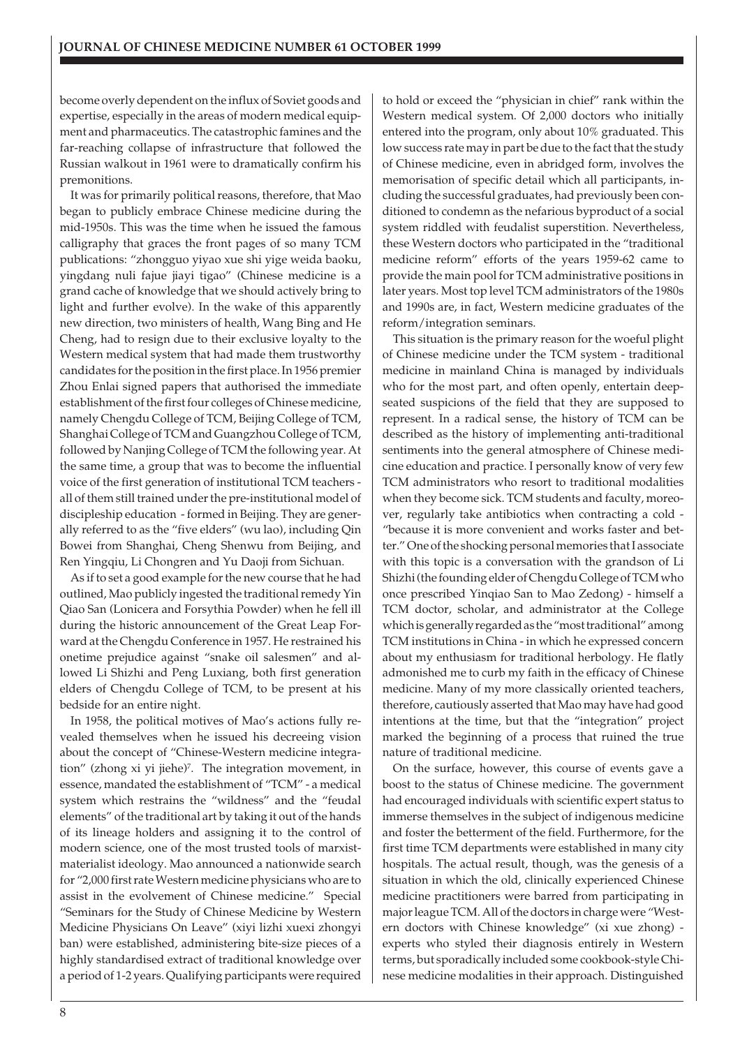become overly dependent on the influx of Soviet goods and expertise, especially in the areas of modern medical equipment and pharmaceutics. The catastrophic famines and the far-reaching collapse of infrastructure that followed the Russian walkout in 1961 were to dramatically confirm his premonitions.

It was for primarily political reasons, therefore, that Mao began to publicly embrace Chinese medicine during the mid-1950s. This was the time when he issued the famous calligraphy that graces the front pages of so many TCM publications: "zhongguo yiyao xue shi yige weida baoku, yingdang nuli fajue jiayi tigao" (Chinese medicine is a grand cache of knowledge that we should actively bring to light and further evolve). In the wake of this apparently new direction, two ministers of health, Wang Bing and He Cheng, had to resign due to their exclusive loyalty to the Western medical system that had made them trustworthy candidates for the position in the first place. In 1956 premier Zhou Enlai signed papers that authorised the immediate establishment of the first four colleges of Chinese medicine, namely Chengdu College of TCM, Beijing College of TCM, Shanghai College of TCM and Guangzhou College of TCM, followed by Nanjing College of TCM the following year. At the same time, a group that was to become the influential voice of the first generation of institutional TCM teachers - all of them still trained under the pre-institutional model of discipleship education - formed in Beijing. They are generally referred to as the "five elders" (wu lao), including Qin Bowei from Shanghai, Cheng Shenwu from Beijing, and Ren Yingqiu, Li Chongren and Yu Daoji from Sichuan.

As if to set a good example for the new course that he had outlined, Mao publicly ingested the traditional remedy Yin Qiao San (Lonicera and Forsythia Powder) when he fell ill during the historic announcement of the Great Leap Forward at the Chengdu Conference in 1957. He restrained his onetime prejudice against "snake oil salesmen" and allowed Li Shizhi and Peng Luxiang, both first generation elders of Chengdu College of TCM, to be present at his bedside for an entire night.

In 1958, the political motives of Mao's actions fully revealed themselves when he issued his decreeing vision about the concept of "Chinese-Western medicine integration" (zhong xi yi jiehe)[7]. The integration movement, in essence, mandated the establishment of "TCM" - a medical system which restrains the "wildness" and the "feudal elements" of the traditional art by taking it out of the hands of its lineage holders and assigning it to the control of modern science, one of the most trusted tools of marxist-materialist ideology. Mao announced a nationwide search for "2,000 first rate Western medicine physicians who are to assist in the evolvement of Chinese medicine." Special "Seminars for the Study of Chinese Medicine by Western Medicine Physicians On Leave" (xiyi lizhi xuexi zhongyi ban) were established, administering bite-size pieces of a highly standardised extract of traditional knowledge over a period of 1-2 years. Qualifying participants were required to hold or exceed the "physician in chief" rank within the Western medical system. Of 2,000 doctors who initially entered into the program, only about 10% graduated. This low success rate may in part be due to the fact that the study of Chinese medicine, even in abridged form, involves the memorisation of specific detail which all participants, including the successful graduates, had previously been conditioned to condemn as the nefarious byproduct of a social system riddled with feudalist superstition. Nevertheless, these Western doctors who participated in the "traditional medicine reform" efforts of the years 1959-62 came to provide the main pool for TCM administrative positions in later years. Most top level TCM administrators of the 1980s and 1990s are, in fact, Western medicine graduates of the reform/integration seminars.

This situation is the primary reason for the woeful plight of Chinese medicine under the TCM system - traditional medicine in mainland China is managed by individuals who for the most part, and often openly, entertain deep-seated suspicions of the field that they are supposed to represent. In a radical sense, the history of TCM can be described as the history of implementing anti-traditional sentiments into the general atmosphere of Chinese medicine education and practice. I personally know of very few TCM administrators who resort to traditional modalities when they become sick. TCM students and faculty, moreover, regularly take antibiotics when contracting a cold - "because it is more convenient and works faster and better." One of the shocking personal memories that I associate with this topic is a conversation with the grandson of Li Shizhi (the founding elder of Chengdu College of TCM who once prescribed Yinqiao San to Mao Zedong) - himself a TCM doctor, scholar, and administrator at the College which is generally regarded as the "most traditional" among TCM institutions in China - in which he expressed concern about my enthusiasm for traditional herbology. He flatly admonished me to curb my faith in the efficacy of Chinese medicine. Many of my more classically oriented teachers, therefore, cautiously asserted that Mao may have had good intentions at the time, but that the "integration" project marked the beginning of a process that ruined the true nature of traditional medicine.

On the surface, however, this course of events gave a boost to the status of Chinese medicine. The government had encouraged individuals with scientific expert status to immerse themselves in the subject of indigenous medicine and foster the betterment of the field. Furthermore, for the first time TCM departments were established in many city hospitals. The actual result, though, was the genesis of a situation in which the old, clinically experienced Chinese medicine practitioners were barred from participating in major league TCM. All of the doctors in charge were "Western doctors with Chinese knowledge" (xi xue zhong) - experts who styled their diagnosis entirely in Western terms, but sporadically included some cookbook-style Chinese medicine modalities in their approach. Distinguished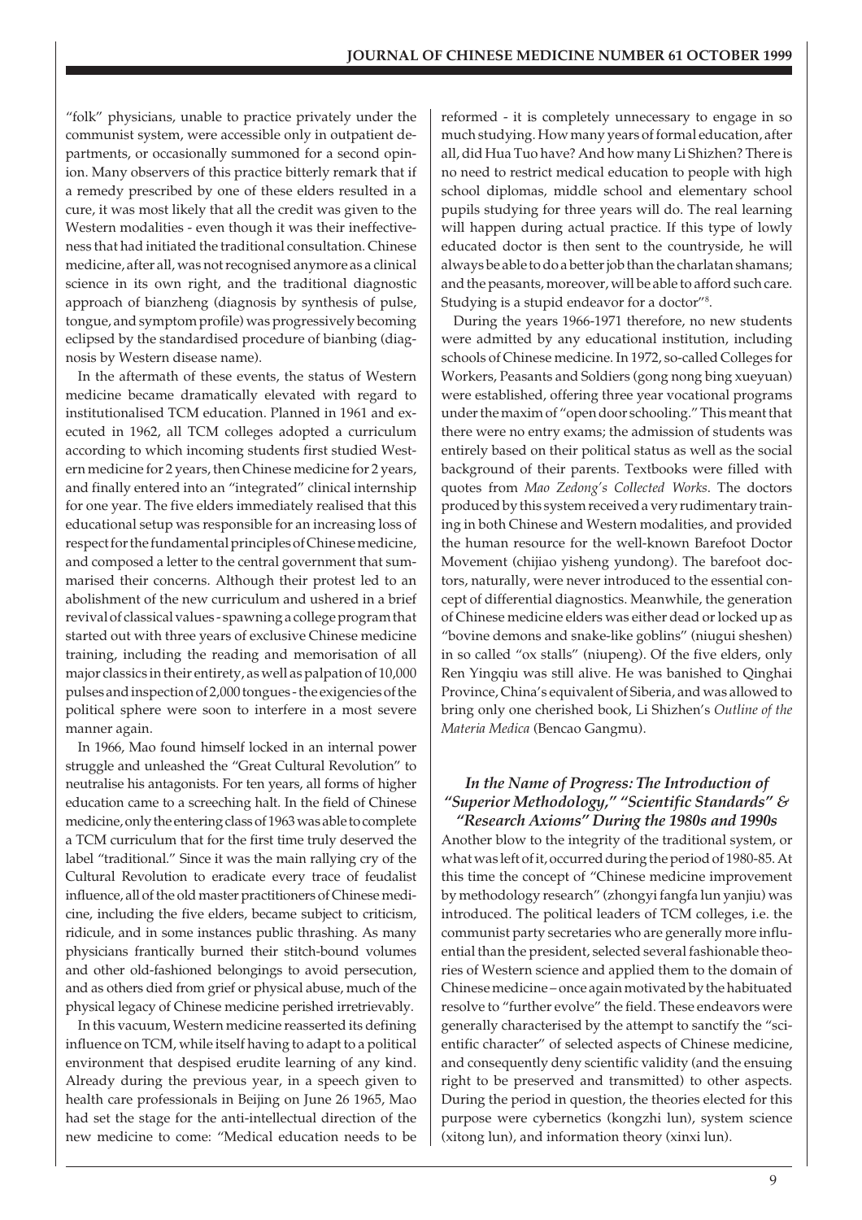"folk" physicians, unable to practice privately under the communist system, were accessible only in outpatient departments, or occasionally summoned for a second opinion. Many observers of this practice bitterly remark that if a remedy prescribed by one of these elders resulted in a cure, it was most likely that all the credit was given to the Western modalities - even though it was their ineffectiveness that had initiated the traditional consultation. Chinese medicine, after all, was not recognised anymore as a clinical science in its own right, and the traditional diagnostic approach of bianzheng (diagnosis by synthesis of pulse, tongue, and symptom profile) was progressively becoming eclipsed by the standardised procedure of bianbing (diagnosis by Western disease name).

In the aftermath of these events, the status of Western medicine became dramatically elevated with regard to institutionalised TCM education. Planned in 1961 and executed in 1962, all TCM colleges adopted a curriculum according to which incoming students first studied Western medicine for 2 years, then Chinese medicine for 2 years, and finally entered into an "integrated" clinical internship for one year. The five elders immediately realised that this educational setup was responsible for an increasing loss of respect for the fundamental principles of Chinese medicine, and composed a letter to the central government that summarised their concerns. Although their protest led to an abolishment of the new curriculum and ushered in a brief revival of classical values - spawning a college program that started out with three years of exclusive Chinese medicine training, including the reading and memorisation of all major classics in their entirety, as well as palpation of 10,000 pulses and inspection of 2,000 tongues - the exigencies of the political sphere were soon to interfere in a most severe manner again.

In 1966, Mao found himself locked in an internal power struggle and unleashed the "Great Cultural Revolution" to neutralise his antagonists. For ten years, all forms of higher education came to a screeching halt. In the field of Chinese medicine, only the entering class of 1963 was able to complete a TCM curriculum that for the first time truly deserved the label "traditional." Since it was the main rallying cry of the Cultural Revolution to eradicate every trace of feudalist influence, all of the old master practitioners of Chinese medicine, including the five elders, became subject to criticism, ridicule, and in some instances public thrashing. As many physicians frantically burned their stitch-bound volumes and other old-fashioned belongings to avoid persecution, and as others died from grief or physical abuse, much of the physical legacy of Chinese medicine perished irretrievably.

In this vacuum, Western medicine reasserted its defining influence on TCM, while itself having to adapt to a political environment that despised erudite learning of any kind. Already during the previous year, in a speech given to health care professionals in Beijing on June 26 1965, Mao had set the stage for the anti-intellectual direction of the new medicine to come: "Medical education needs to be reformed - it is completely unnecessary to engage in so much studying. How many years of formal education, after all, did Hua Tuo have? And how many Li Shizhen? There is no need to restrict medical education to people with high school diplomas, middle school and elementary school pupils studying for three years will do. The real learning will happen during actual practice. If this type of lowly educated doctor is then sent to the countryside, he will always be able to do a better job than the charlatan shamans; and the peasants, moreover, will be able to afford such care. Studying is a stupid endeavor for a doctor"[8].

During the years 1966-1971 therefore, no new students were admitted by any educational institution, including schools of Chinese medicine. In 1972, so-called Colleges for Workers, Peasants and Soldiers (gong nong bing xueyuan) were established, offering three year vocational programs under the maxim of "open door schooling." This meant that there were no entry exams; the admission of students was entirely based on their political status as well as the social background of their parents. Textbooks were filled with quotes from *Mao Zedong's Collected Works*. The doctors produced by this system received a very rudimentary training in both Chinese and Western modalities, and provided the human resource for the well-known Barefoot Doctor Movement (chijiao yisheng yundong). The barefoot doctors, naturally, were never introduced to the essential concept of differential diagnostics. Meanwhile, the generation of Chinese medicine elders was either dead or locked up as "bovine demons and snake-like goblins" (niugui sheshen) in so called "ox stalls" (niupeng). Of the five elders, only Ren Yingqiu was still alive. He was banished to Qinghai Province, China's equivalent of Siberia, and was allowed to bring only one cherished book, Li Shizhen's *Outline of the Materia Medica* (Bencao Gangmu).

### *In the Name of Progress: The Introduction of "Superior Methodology," "Scientific Standards" & "Research Axioms" During the 1980s and 1990s*

Another blow to the integrity of the traditional system, or what was left of it, occurred during the period of 1980-85. At this time the concept of "Chinese medicine improvement by methodology research" (zhongyi fangfa lun yanjiu) was introduced. The political leaders of TCM colleges, i.e. the communist party secretaries who are generally more influential than the president, selected several fashionable theories of Western science and applied them to the domain of Chinese medicine – once again motivated by the habituated resolve to "further evolve" the field. These endeavors were generally characterised by the attempt to sanctify the "scientific character" of selected aspects of Chinese medicine, and consequently deny scientific validity (and the ensuing right to be preserved and transmitted) to other aspects. During the period in question, the theories elected for this purpose were cybernetics (kongzhi lun), system science (xitong lun), and information theory (xinxi lun).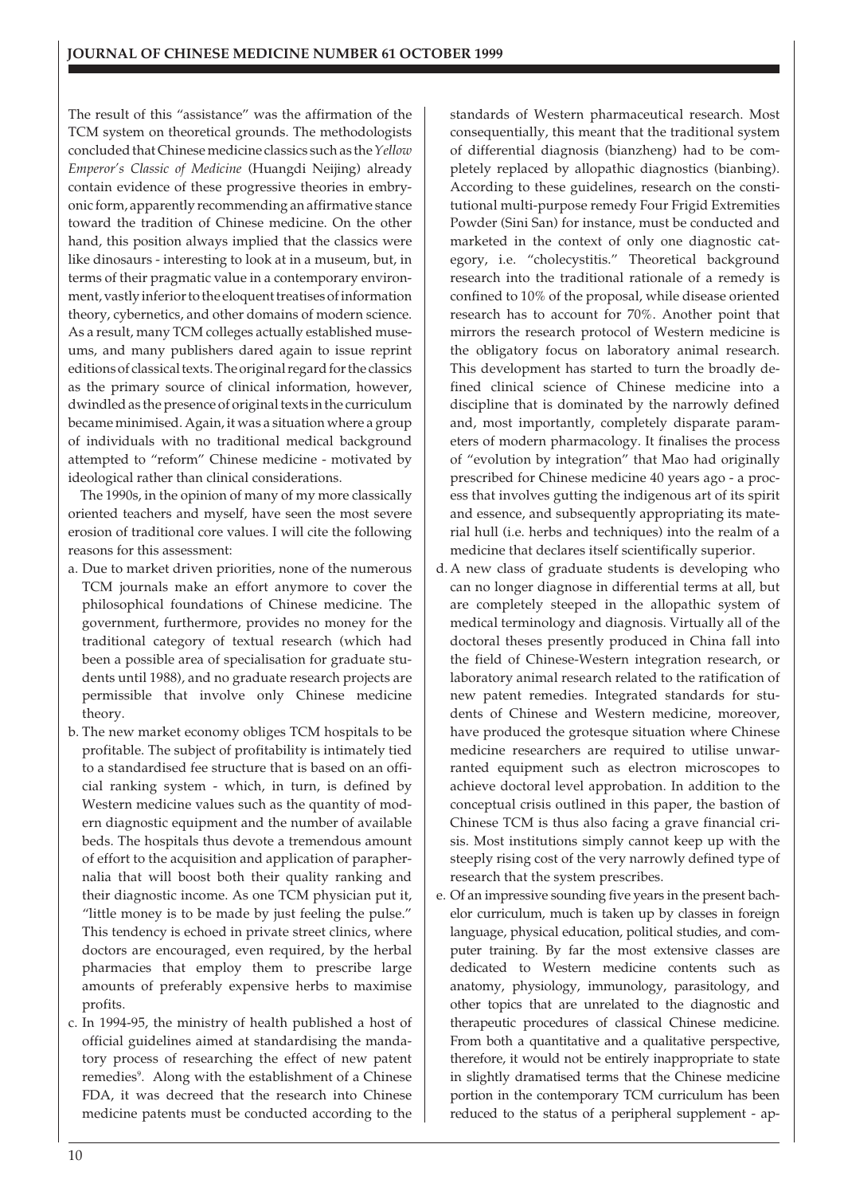The result of this "assistance" was the affirmation of the TCM system on theoretical grounds. The methodologists concluded that Chinese medicine classics such as the *Yellow Emperor's Classic of Medicine* (Huangdi Neijing) already contain evidence of these progressive theories in embryonic form, apparently recommending an affirmative stance toward the tradition of Chinese medicine. On the other hand, this position always implied that the classics were like dinosaurs - interesting to look at in a museum, but, in terms of their pragmatic value in a contemporary environment, vastly inferior to the eloquent treatises of information theory, cybernetics, and other domains of modern science. As a result, many TCM colleges actually established museums, and many publishers dared again to issue reprint editions of classical texts. The original regard for the classics as the primary source of clinical information, however, dwindled as the presence of original texts in the curriculum became minimised. Again, it was a situation where a group of individuals with no traditional medical background attempted to "reform" Chinese medicine - motivated by ideological rather than clinical considerations.

The 1990s, in the opinion of many of my more classically oriented teachers and myself, have seen the most severe erosion of traditional core values. I will cite the following reasons for this assessment:

a. Due to market driven priorities, none of the numerous TCM journals make an effort anymore to cover the philosophical foundations of Chinese medicine. The government, furthermore, provides no money for the traditional category of textual research (which had been a possible area of specialisation for graduate students until 1988), and no graduate research projects are permissible that involve only Chinese medicine theory.

b. The new market economy obliges TCM hospitals to be profitable. The subject of profitability is intimately tied to a standardised fee structure that is based on an official ranking system - which, in turn, is defined by Western medicine values such as the quantity of modern diagnostic equipment and the number of available beds. The hospitals thus devote a tremendous amount of effort to the acquisition and application of paraphernalia that will boost both their quality ranking and their diagnostic income. As one TCM physician put it, "little money is to be made by just feeling the pulse." This tendency is echoed in private street clinics, where doctors are encouraged, even required, by the herbal pharmacies that employ them to prescribe large amounts of preferably expensive herbs to maximise profits.

c. In 1994-95, the ministry of health published a host of official guidelines aimed at standardising the mandatory process of researching the effect of new patent remedies[9]. Along with the establishment of a Chinese FDA, it was decreed that the research into Chinese medicine patents must be conducted according to the standards of Western pharmaceutical research. Most consequentially, this meant that the traditional system of differential diagnosis (bianzheng) had to be completely replaced by allopathic diagnostics (bianbing). According to these guidelines, research on the constitutional multi-purpose remedy Four Frigid Extremities Powder (Sini San) for instance, must be conducted and marketed in the context of only one diagnostic category, i.e. "cholecystitis." Theoretical background research into the traditional rationale of a remedy is confined to 10% of the proposal, while disease oriented research has to account for 70%. Another point that mirrors the research protocol of Western medicine is the obligatory focus on laboratory animal research. This development has started to turn the broadly defined clinical science of Chinese medicine into a discipline that is dominated by the narrowly defined and, most importantly, completely disparate parameters of modern pharmacology. It finalises the process of "evolution by integration" that Mao had originally prescribed for Chinese medicine 40 years ago - a process that involves gutting the indigenous art of its spirit and essence, and subsequently appropriating its material hull (i.e. herbs and techniques) into the realm of a medicine that declares itself scientifically superior.

d. A new class of graduate students is developing who can no longer diagnose in differential terms at all, but are completely steeped in the allopathic system of medical terminology and diagnosis. Virtually all of the doctoral theses presently produced in China fall into the field of Chinese-Western integration research, or laboratory animal research related to the ratification of new patent remedies. Integrated standards for students of Chinese and Western medicine, moreover, have produced the grotesque situation where Chinese medicine researchers are required to utilise unwarranted equipment such as electron microscopes to achieve doctoral level approbation. In addition to the conceptual crisis outlined in this paper, the bastion of Chinese TCM is thus also facing a grave financial crisis. Most institutions simply cannot keep up with the steeply rising cost of the very narrowly defined type of research that the system prescribes.

e. Of an impressive sounding five years in the present bachelor curriculum, much is taken up by classes in foreign language, physical education, political studies, and computer training. By far the most extensive classes are dedicated to Western medicine contents such as anatomy, physiology, immunology, parasitology, and other topics that are unrelated to the diagnostic and therapeutic procedures of classical Chinese medicine. From both a quantitative and a qualitative perspective, therefore, it would not be entirely inappropriate to state in slightly dramatised terms that the Chinese medicine portion in the contemporary TCM curriculum has been reduced to the status of a peripheral supplement - ap-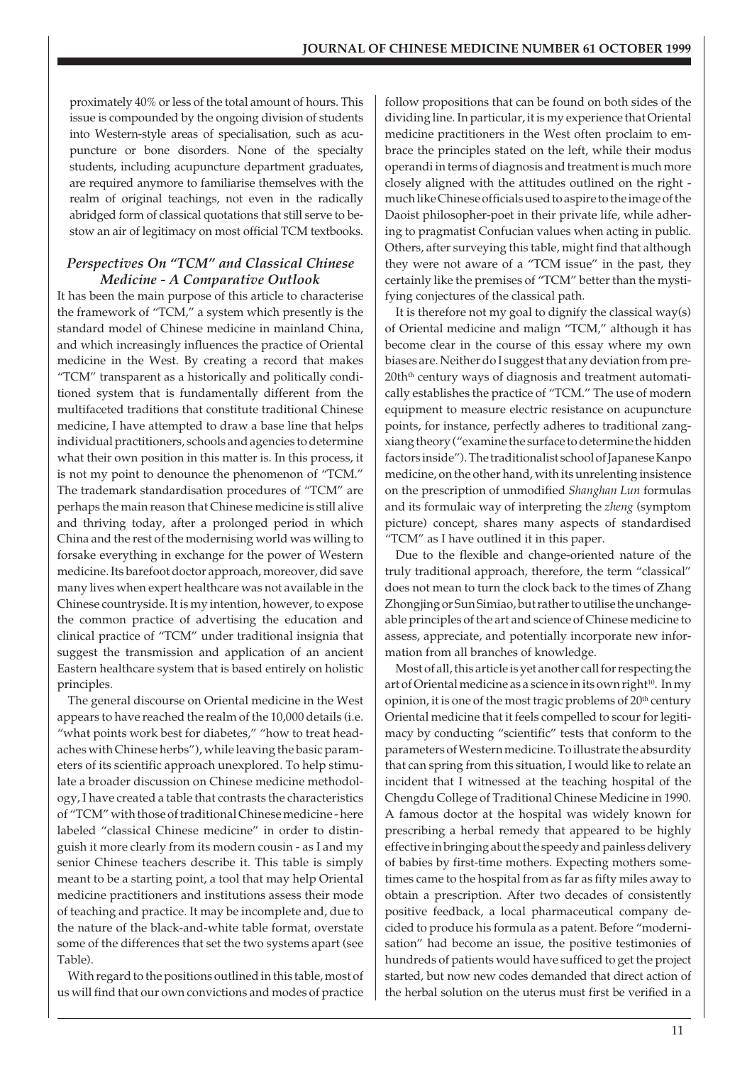proximately 40% or less of the total amount of hours. This issue is compounded by the ongoing division of students into Western-style areas of specialisation, such as acupuncture or bone disorders. None of the specialty students, including acupuncture department graduates, are required anymore to familiarise themselves with the realm of original teachings, not even in the radically abridged form of classical quotations that still serve to bestow an air of legitimacy on most official TCM textbooks.

### *Perspectives On "TCM" and Classical Chinese Medicine - A Comparative Outlook*

It has been the main purpose of this article to characterise the framework of "TCM," a system which presently is the standard model of Chinese medicine in mainland China, and which increasingly influences the practice of Oriental medicine in the West. By creating a record that makes "TCM" transparent as a historically and politically conditioned system that is fundamentally different from the multifaceted traditions that constitute traditional Chinese medicine, I have attempted to draw a base line that helps individual practitioners, schools and agencies to determine what their own position in this matter is. In this process, it is not my point to denounce the phenomenon of "TCM." The trademark standardisation procedures of "TCM" are perhaps the main reason that Chinese medicine is still alive and thriving today, after a prolonged period in which China and the rest of the modernising world was willing to forsake everything in exchange for the power of Western medicine. Its barefoot doctor approach, moreover, did save many lives when expert healthcare was not available in the Chinese countryside. It is my intention, however, to expose the common practice of advertising the education and clinical practice of "TCM" under traditional insignia that suggest the transmission and application of an ancient Eastern healthcare system that is based entirely on holistic principles.

The general discourse on Oriental medicine in the West appears to have reached the realm of the 10,000 details (i.e. "what points work best for diabetes," "how to treat headaches with Chinese herbs"), while leaving the basic parameters of its scientific approach unexplored. To help stimulate a broader discussion on Chinese medicine methodology, I have created a table that contrasts the characteristics of "TCM" with those of traditional Chinese medicine - here labeled "classical Chinese medicine" in order to distinguish it more clearly from its modern cousin - as I and my senior Chinese teachers describe it. This table is simply meant to be a starting point, a tool that may help Oriental medicine practitioners and institutions assess their mode of teaching and practice. It may be incomplete and, due to the nature of the black-and-white table format, overstate some of the differences that set the two systems apart (see Table).

With regard to the positions outlined in this table, most of us will find that our own convictions and modes of practice follow propositions that can be found on both sides of the dividing line. In particular, it is my experience that Oriental medicine practitioners in the West often proclaim to embrace the principles stated on the left, while their modus operandi in terms of diagnosis and treatment is much more closely aligned with the attitudes outlined on the right - much like Chinese officials used to aspire to the image of the Daoist philosopher-poet in their private life, while adhering to pragmatist Confucian values when acting in public. Others, after surveying this table, might find that although they were not aware of a "TCM issue" in the past, they certainly like the premises of "TCM" better than the mystifying conjectures of the classical path.

It is therefore not my goal to dignify the classical way(s) of Oriental medicine and malign "TCM," although it has become clear in the course of this essay where my own biases are. Neither do I suggest that any deviation from pre-20th century ways of diagnosis and treatment automatically establishes the practice of "TCM." The use of modern equipment to measure electric resistance on acupuncture points, for instance, perfectly adheres to traditional zangxiang theory ("examine the surface to determine the hidden factors inside"). The traditionalist school of Japanese Kanpo medicine, on the other hand, with its unrelenting insistence on the prescription of unmodified *Shanghan Lun* formulas and its formulaic way of interpreting the *zheng* (symptom picture) concept, shares many aspects of standardised "TCM" as I have outlined it in this paper.

Due to the flexible and change-oriented nature of the truly traditional approach, therefore, the term "classical" does not mean to turn the clock back to the times of Zhang Zhongjing or Sun Simiao, but rather to utilise the unchangeable principles of the art and science of Chinese medicine to assess, appreciate, and potentially incorporate new information from all branches of knowledge.

Most of all, this article is yet another call for respecting the art of Oriental medicine as a science in its own right[10]. In my opinion, it is one of the most tragic problems of 20th century Oriental medicine that it feels compelled to scour for legitimacy by conducting "scientific" tests that conform to the parameters of Western medicine. To illustrate the absurdity that can spring from this situation, I would like to relate an incident that I witnessed at the teaching hospital of the Chengdu College of Traditional Chinese Medicine in 1990. A famous doctor at the hospital was widely known for prescribing a herbal remedy that appeared to be highly effective in bringing about the speedy and painless delivery of babies by first-time mothers. Expecting mothers sometimes came to the hospital from as far as fifty miles away to obtain a prescription. After two decades of consistently positive feedback, a local pharmaceutical company decided to produce his formula as a patent. Before "modernisation" had become an issue, the positive testimonies of hundreds of patients would have sufficed to get the project started, but now new codes demanded that direct action of the herbal solution on the uterus must first be verified in a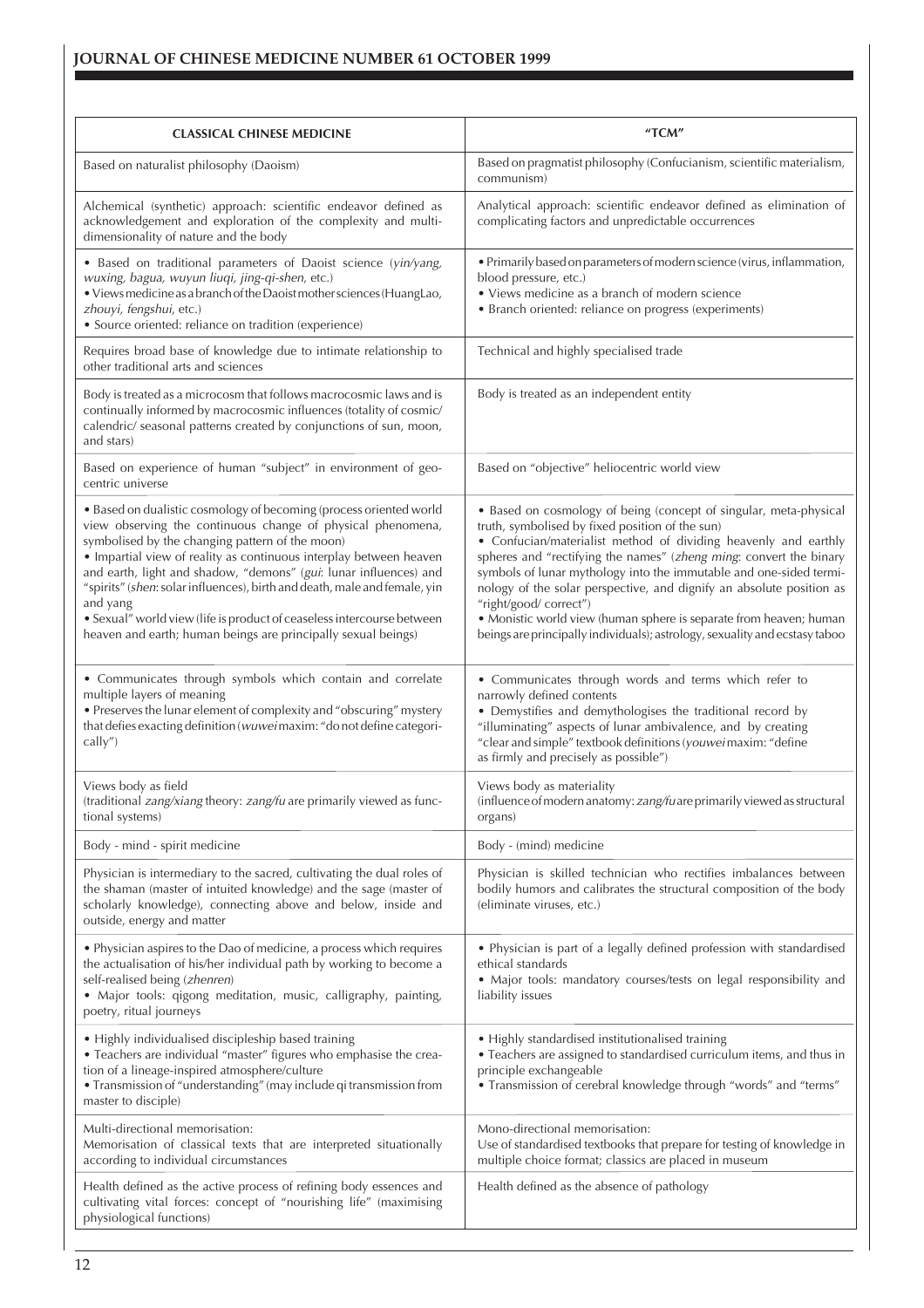| CLASSICAL CHINESE MEDICINE | "TCM" |
|---|---|
| Based on naturalist philosophy (Daoism) | Based on pragmatist philosophy (Confucianism, scientific materialism, communism) |
| Alchemical (synthetic) approach: scientific endeavor defined as acknowledgement and exploration of the complexity and multi-dimensionality of nature and the body | Analytical approach: scientific endeavor defined as elimination of complicating factors and unpredictable occurrences |
| • Based on traditional parameters of Daoist science (*yin/yang, wuxing, bagua, wuyun liuqi, jing-qi-shen*, etc.)<br>• Views medicine as a branch of the Daoist mother sciences (HuangLao, *zhouyi, fengshui*, etc.)<br>• Source oriented: reliance on tradition (experience) | • Primarily based on parameters of modern science (virus, inflammation, blood pressure, etc.)<br>• Views medicine as a branch of modern science<br>• Branch oriented: reliance on progress (experiments) |
| Requires broad base of knowledge due to intimate relationship to other traditional arts and sciences | Technical and highly specialised trade |
| Body is treated as a microcosm that follows macrocosmic laws and is continually informed by macrocosmic influences (totality of cosmic/ calendric/ seasonal patterns created by conjunctions of sun, moon, and stars) | Body is treated as an independent entity |
| Based on experience of human "subject" in environment of geo-centric universe | Based on "objective" heliocentric world view |
| • Based on dualistic cosmology of becoming (process oriented world view observing the continuous change of physical phenomena, symbolised by the changing pattern of the moon)<br>• Impartial view of reality as continuous interplay between heaven and earth, light and shadow, "demons" (*gui*: lunar influences) and "spirits" (*shen*: solar influences), birth and death, male and female, yin and yang<br>• Sexual" world view (life is product of ceaseless intercourse between heaven and earth; human beings are principally sexual beings) | • Based on cosmology of being (concept of singular, meta-physical truth, symbolised by fixed position of the sun)<br>• Confucian/materialist method of dividing heavenly and earthly spheres and "rectifying the names" (*zheng ming*: convert the binary symbols of lunar mythology into the immutable and one-sided terminology of the solar perspective, and dignify an absolute position as "right/good/ correct")<br>• Monistic world view (human sphere is separate from heaven; human beings are principally individuals); astrology, sexuality and ecstasy taboo |
| • Communicates through symbols which contain and correlate multiple layers of meaning<br>• Preserves the lunar element of complexity and "obscuring" mystery that defies exacting definition (*wuwei* maxim: "do not define categorically") | • Communicates through words and terms which refer to narrowly defined contents<br>• Demystifies and demythologises the traditional record by "illuminating" aspects of lunar ambivalence, and by creating "clear and simple" textbook definitions (*youwei* maxim: "define as firmly and precisely as possible") |
| Views body as field<br>(traditional *zang/xiang* theory: *zang/fu* are primarily viewed as functional systems) | Views body as materiality<br>(influence of modern anatomy: *zang/fu* are primarily viewed as structural organs) |
| Body - mind - spirit medicine | Body - (mind) medicine |
| Physician is intermediary to the sacred, cultivating the dual roles of the shaman (master of intuited knowledge) and the sage (master of scholarly knowledge), connecting above and below, inside and outside, energy and matter | Physician is skilled technician who rectifies imbalances between bodily humors and calibrates the structural composition of the body (eliminate viruses, etc.) |
| • Physician aspires to the Dao of medicine, a process which requires the actualisation of his/her individual path by working to become a self-realised being (*zhenren*)<br>• Major tools: qigong meditation, music, calligraphy, painting, poetry, ritual journeys | • Physician is part of a legally defined profession with standardised ethical standards<br>• Major tools: mandatory courses/tests on legal responsibility and liability issues |
| • Highly individualised discipleship based training<br>• Teachers are individual "master" figures who emphasise the creation of a lineage-inspired atmosphere/culture<br>• Transmission of "understanding" (may include qi transmission from master to disciple) | • Highly standardised institutionalised training<br>• Teachers are assigned to standardised curriculum items, and thus in principle exchangeable<br>• Transmission of cerebral knowledge through "words" and "terms" |
| Multi-directional memorisation:<br>Memorisation of classical texts that are interpreted situationally according to individual circumstances | Mono-directional memorisation:<br>Use of standardised textbooks that prepare for testing of knowledge in multiple choice format; classics are placed in museum |
| Health defined as the active process of refining body essences and cultivating vital forces: concept of "nourishing life" (maximising physiological functions) | Health defined as the absence of pathology |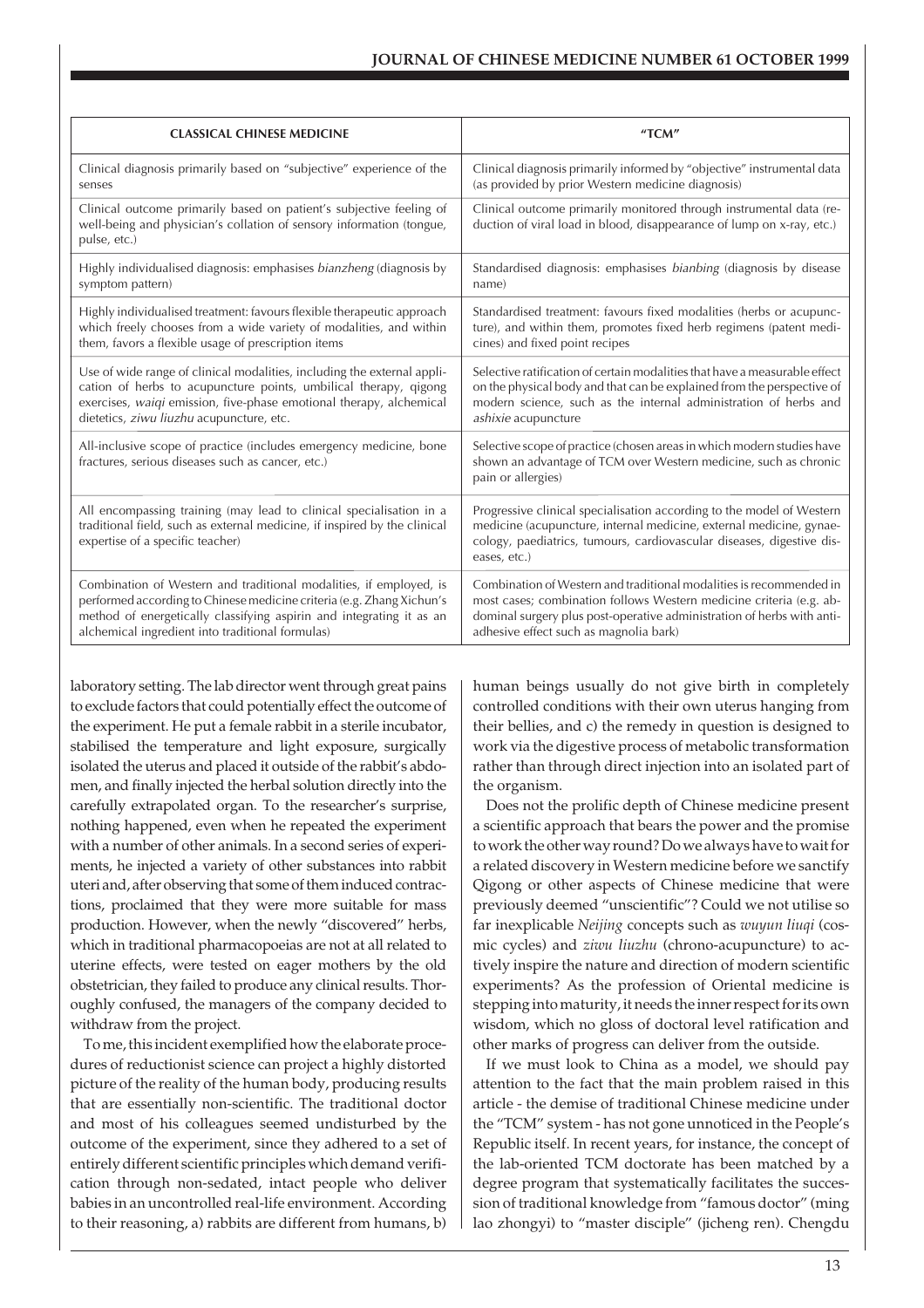| CLASSICAL CHINESE MEDICINE | "TCM" |
|---|---|
| Clinical diagnosis primarily based on "subjective" experience of the senses | Clinical diagnosis primarily informed by "objective" instrumental data (as provided by prior Western medicine diagnosis) |
| Clinical outcome primarily based on patient's subjective feeling of well-being and physician's collation of sensory information (tongue, pulse, etc.) | Clinical outcome primarily monitored through instrumental data (reduction of viral load in blood, disappearance of lump on x-ray, etc.) |
| Highly individualised diagnosis: emphasises *bianzheng* (diagnosis by symptom pattern) | Standardised diagnosis: emphasises *bianbing* (diagnosis by disease name) |
| Highly individualised treatment: favours flexible therapeutic approach which freely chooses from a wide variety of modalities, and within them, favors a flexible usage of prescription items | Standardised treatment: favours fixed modalities (herbs or acupuncture), and within them, promotes fixed herb regimens (patent medicines) and fixed point recipes |
| Use of wide range of clinical modalities, including the external application of herbs to acupuncture points, umbilical therapy, qigong exercises, *waiqi* emission, five-phase emotional therapy, alchemical dietetics, *ziwu liuzhu* acupuncture, etc. | Selective ratification of certain modalities that have a measurable effect on the physical body and that can be explained from the perspective of modern science, such as the internal administration of herbs and *ashixie* acupuncture |
| All-inclusive scope of practice (includes emergency medicine, bone fractures, serious diseases such as cancer, etc.) | Selective scope of practice (chosen areas in which modern studies have shown an advantage of TCM over Western medicine, such as chronic pain or allergies) |
| All encompassing training (may lead to clinical specialisation in a traditional field, such as external medicine, if inspired by the clinical expertise of a specific teacher) | Progressive clinical specialisation according to the model of Western medicine (acupuncture, internal medicine, external medicine, gynaecology, paediatrics, tumours, cardiovascular diseases, digestive diseases, etc.) |
| Combination of Western and traditional modalities, if employed, is performed according to Chinese medicine criteria (e.g. Zhang Xichun's method of energetically classifying aspirin and integrating it as an alchemical ingredient into traditional formulas) | Combination of Western and traditional modalities is recommended in most cases; combination follows Western medicine criteria (e.g. abdominal surgery plus post-operative administration of herbs with anti-adhesive effect such as magnolia bark) |

laboratory setting. The lab director went through great pains to exclude factors that could potentially effect the outcome of the experiment. He put a female rabbit in a sterile incubator, stabilised the temperature and light exposure, surgically isolated the uterus and placed it outside of the rabbit's abdomen, and finally injected the herbal solution directly into the carefully extrapolated organ. To the researcher's surprise, nothing happened, even when he repeated the experiment with a number of other animals. In a second series of experiments, he injected a variety of other substances into rabbit uteri and, after observing that some of them induced contractions, proclaimed that they were more suitable for mass production. However, when the newly "discovered" herbs, which in traditional pharmacopoeias are not at all related to uterine effects, were tested on eager mothers by the old obstetrician, they failed to produce any clinical results. Thoroughly confused, the managers of the company decided to withdraw from the project.

To me, this incident exemplified how the elaborate procedures of reductionist science can project a highly distorted picture of the reality of the human body, producing results that are essentially non-scientific. The traditional doctor and most of his colleagues seemed undisturbed by the outcome of the experiment, since they adhered to a set of entirely different scientific principles which demand verification through non-sedated, intact people who deliver babies in an uncontrolled real-life environment. According to their reasoning, a) rabbits are different from humans, b) human beings usually do not give birth in completely controlled conditions with their own uterus hanging from their bellies, and c) the remedy in question is designed to work via the digestive process of metabolic transformation rather than through direct injection into an isolated part of the organism.

Does not the prolific depth of Chinese medicine present a scientific approach that bears the power and the promise to work the other way round? Do we always have to wait for a related discovery in Western medicine before we sanctify Qigong or other aspects of Chinese medicine that were previously deemed "unscientific"? Could we not utilise so far inexplicable *Neijing* concepts such as *wuyun liuqi* (cosmic cycles) and *ziwu liuzhu* (chrono-acupuncture) to actively inspire the nature and direction of modern scientific experiments? As the profession of Oriental medicine is stepping into maturity, it needs the inner respect for its own wisdom, which no gloss of doctoral level ratification and other marks of progress can deliver from the outside.

If we must look to China as a model, we should pay attention to the fact that the main problem raised in this article - the demise of traditional Chinese medicine under the "TCM" system - has not gone unnoticed in the People's Republic itself. In recent years, for instance, the concept of the lab-oriented TCM doctorate has been matched by a degree program that systematically facilitates the succession of traditional knowledge from "famous doctor" (ming lao zhongyi) to "master disciple" (jicheng ren). Chengdu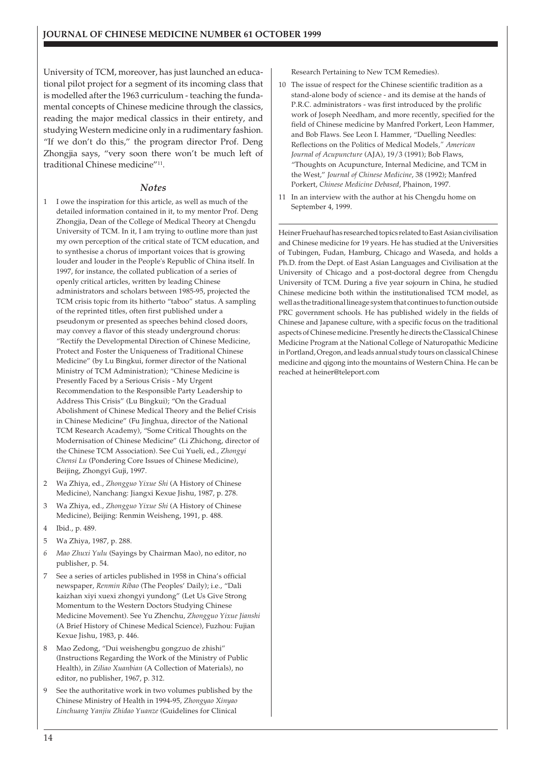University of TCM, moreover, has just launched an educational pilot project for a segment of its incoming class that is modelled after the 1963 curriculum - teaching the fundamental concepts of Chinese medicine through the classics, reading the major medical classics in their entirety, and studying Western medicine only in a rudimentary fashion. "If we don't do this," the program director Prof. Deng Zhongjia says, "very soon there won't be much left of traditional Chinese medicine"[11].

### *Notes*

1 I owe the inspiration for this article, as well as much of the detailed information contained in it, to my mentor Prof. Deng Zhongjia, Dean of the College of Medical Theory at Chengdu University of TCM. In it, I am trying to outline more than just my own perception of the critical state of TCM education, and to synthesise a chorus of important voices that is growing louder and louder in the People's Republic of China itself. In 1997, for instance, the collated publication of a series of openly critical articles, written by leading Chinese administrators and scholars between 1985-95, projected the TCM crisis topic from its hitherto "taboo" status. A sampling of the reprinted titles, often first published under a pseudonym or presented as speeches behind closed doors, may convey a flavor of this steady underground chorus: "Rectify the Developmental Direction of Chinese Medicine, Protect and Foster the Uniqueness of Traditional Chinese Medicine" (by Lu Bingkui, former director of the National Ministry of TCM Administration); "Chinese Medicine is Presently Faced by a Serious Crisis - My Urgent Recommendation to the Responsible Party Leadership to Address This Crisis" (Lu Bingkui); "On the Gradual Abolishment of Chinese Medical Theory and the Belief Crisis in Chinese Medicine" (Fu Jinghua, director of the National TCM Research Academy), "Some Critical Thoughts on the Modernisation of Chinese Medicine" (Li Zhichong, director of the Chinese TCM Association). See Cui Yueli, ed., *Zhongyi Chensi Lu* (Pondering Core Issues of Chinese Medicine), Beijing, Zhongyi Guji, 1997.

2 Wa Zhiya, ed., *Zhongguo Yixue Shi* (A History of Chinese Medicine), Nanchang: Jiangxi Kexue Jishu, 1987, p. 278.

3 Wa Zhiya, ed., *Zhongguo Yixue Shi* (A History of Chinese Medicine), Beijing: Renmin Weisheng, 1991, p. 488.

4 Ibid., p. 489.

5 Wa Zhiya, 1987, p. 288.

6 *Mao Zhuxi Yulu* (Sayings by Chairman Mao), no editor, no publisher, p. 54.

7 See a series of articles published in 1958 in China's official newspaper, *Renmin Ribao* (The Peoples' Daily); i.e., "Dali kaizhan xiyi xuexi zhongyi yundong" (Let Us Give Strong Momentum to the Western Doctors Studying Chinese Medicine Movement). See Yu Zhenchu, *Zhongguo Yixue Jianshi* (A Brief History of Chinese Medical Science), Fuzhou: Fujian Kexue Jishu, 1983, p. 446.

8 Mao Zedong, "Dui weishengbu gongzuo de zhishi" (Instructions Regarding the Work of the Ministry of Public Health), in *Ziliao Xuanbian* (A Collection of Materials), no editor, no publisher, 1967, p. 312.

9 See the authoritative work in two volumes published by the Chinese Ministry of Health in 1994-95, *Zhongyao Xinyao Linchuang Yanjiu Zhidao Yuanze* (Guidelines for Clinical Research Pertaining to New TCM Remedies).

10 The issue of respect for the Chinese scientific tradition as a stand-alone body of science - and its demise at the hands of P.R.C. administrators - was first introduced by the prolific work of Joseph Needham, and more recently, specified for the field of Chinese medicine by Manfred Porkert, Leon Hammer, and Bob Flaws. See Leon I. Hammer, "Duelling Needles: Reflections on the Politics of Medical Models," *American Journal of Acupuncture* (AJA), 19/3 (1991); Bob Flaws, "Thoughts on Acupuncture, Internal Medicine, and TCM in the West," *Journal of Chinese Medicine*, 38 (1992); Manfred Porkert, *Chinese Medicine Debased*, Phainon, 1997.

11 In an interview with the author at his Chengdu home on September 4, 1999.

---

Heiner Fruehauf has researched topics related to East Asian civilisation and Chinese medicine for 19 years. He has studied at the Universities of Tubingen, Fudan, Hamburg, Chicago and Waseda, and holds a Ph.D. from the Dept. of East Asian Languages and Civilisation at the University of Chicago and a post-doctoral degree from Chengdu University of TCM. During a five year sojourn in China, he studied Chinese medicine both within the institutionalised TCM model, as well as the traditional lineage system that continues to function outside PRC government schools. He has published widely in the fields of Chinese and Japanese culture, with a specific focus on the traditional aspects of Chinese medicine. Presently he directs the Classical Chinese Medicine Program at the National College of Naturopathic Medicine in Portland, Oregon, and leads annual study tours on classical Chinese medicine and qigong into the mountains of Western China. He can be reached at heiner@teleport.com